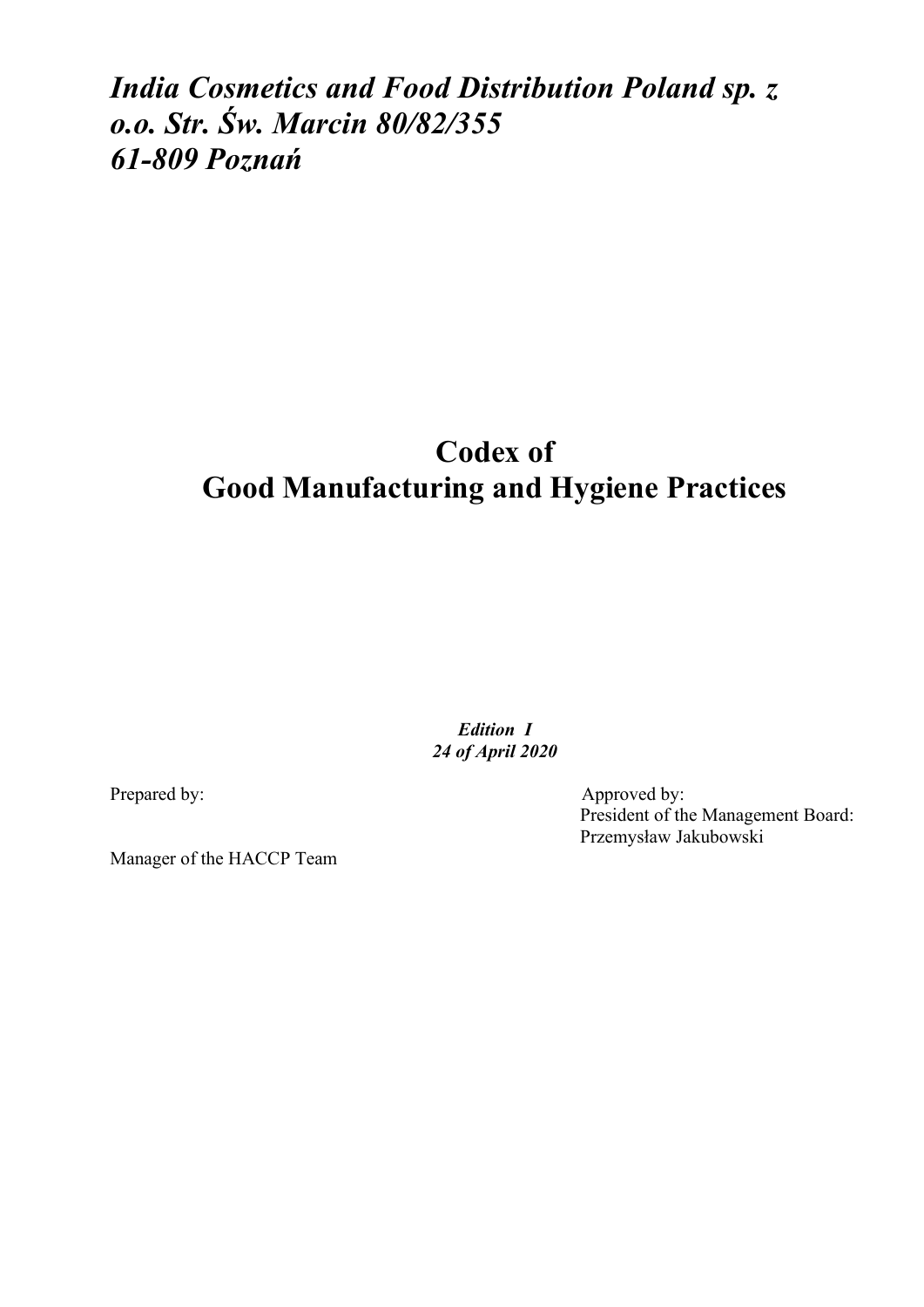*India Cosmetics and Food Distribution Poland sp. z o.o. Str. Św. Marcin 80/82/355*
*61-809 Poznań*

# Codex of Good Manufacturing and Hygiene Practices

***Edition I***
***24 of April 2020***

Prepared by:

Manager of the HACCP Team

Approved by:
President of the Management Board:
Przemysław Jakubowski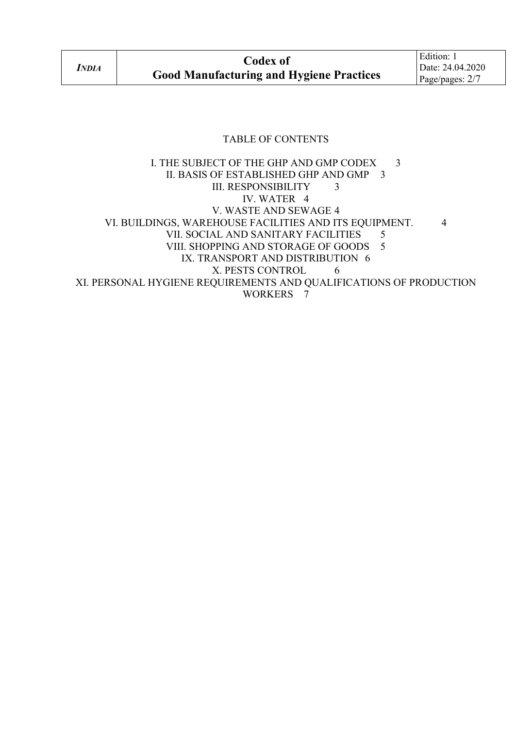TABLE OF CONTENTS

I. THE SUBJECT OF THE GHP AND GMP CODEX 3
II. BASIS OF ESTABLISHED GHP AND GMP 3
III. RESPONSIBILITY 3
IV. WATER 4
V. WASTE AND SEWAGE 4
VI. BUILDINGS, WAREHOUSE FACILITIES AND ITS EQUIPMENT. 4
VII. SOCIAL AND SANITARY FACILITIES 5
VIII. SHOPPING AND STORAGE OF GOODS 5
IX. TRANSPORT AND DISTRIBUTION 6
X. PESTS CONTROL 6
XI. PERSONAL HYGIENE REQUIREMENTS AND QUALIFICATIONS OF PRODUCTION WORKERS 7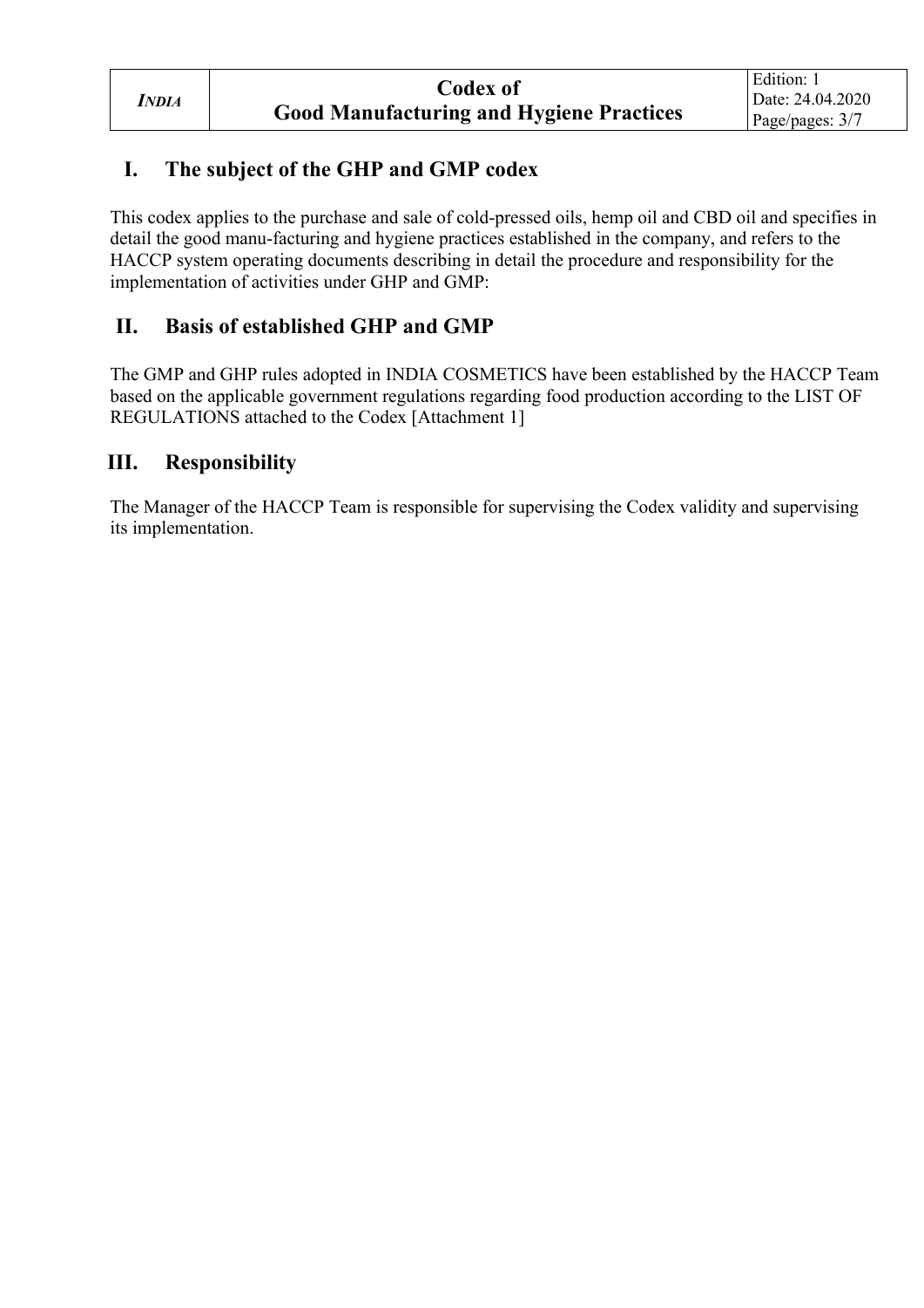## I. The subject of the GHP and GMP codex

This codex applies to the purchase and sale of cold-pressed oils, hemp oil and CBD oil and specifies in detail the good manu-facturing and hygiene practices established in the company, and refers to the HACCP system operating documents describing in detail the procedure and responsibility for the implementation of activities under GHP and GMP:

## II. Basis of established GHP and GMP

The GMP and GHP rules adopted in INDIA COSMETICS have been established by the HACCP Team based on the applicable government regulations regarding food production according to the LIST OF REGULATIONS attached to the Codex [Attachment 1]

## III. Responsibility

The Manager of the HACCP Team is responsible for supervising the Codex validity and supervising its implementation.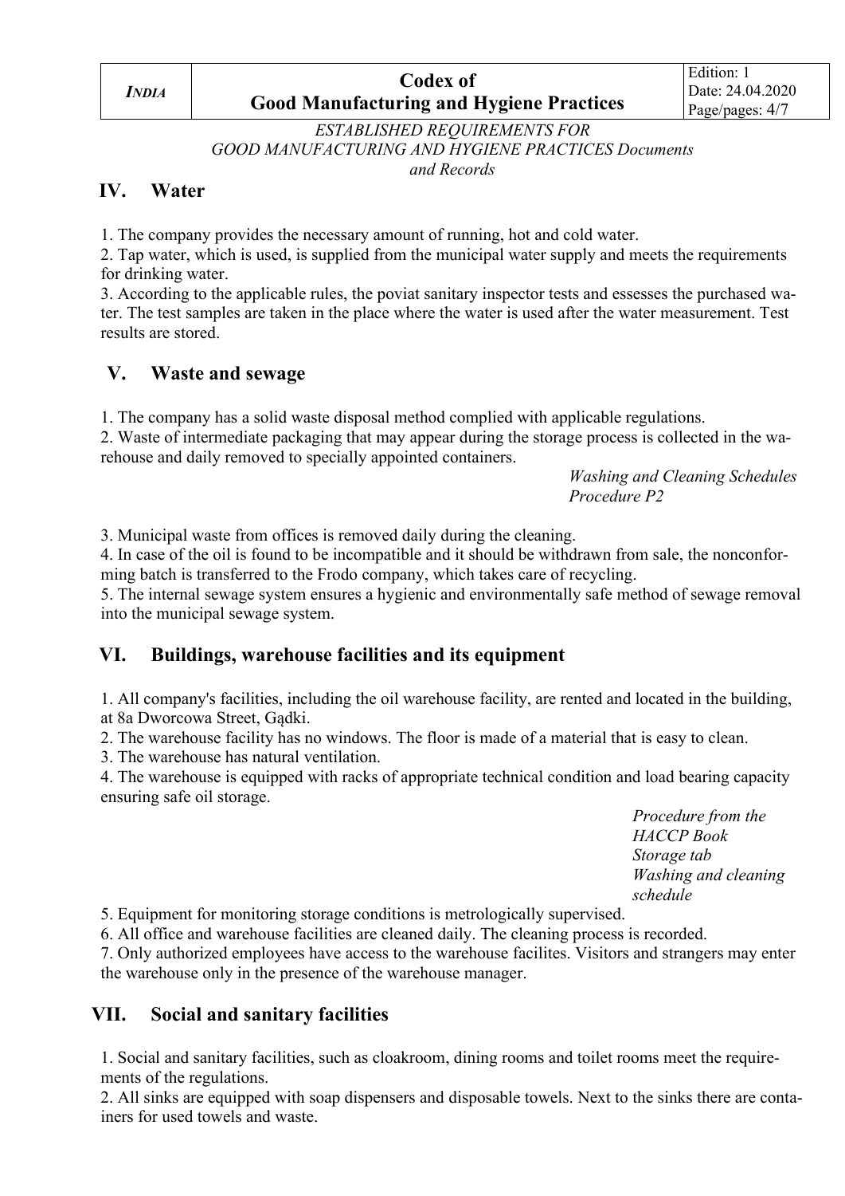*ESTABLISHED REQUIREMENTS FOR GOOD MANUFACTURING AND HYGIENE PRACTICES Documents and Records*

## IV. Water

1. The company provides the necessary amount of running, hot and cold water.
2. Tap water, which is used, is supplied from the municipal water supply and meets the requirements for drinking water.
3. According to the applicable rules, the poviat sanitary inspector tests and essesses the purchased water. The test samples are taken in the place where the water is used after the water measurement. Test results are stored.

## V. Waste and sewage

1. The company has a solid waste disposal method complied with applicable regulations.
2. Waste of intermediate packaging that may appear during the storage process is collected in the warehouse and daily removed to specially appointed containers.

*Washing and Cleaning Schedules*
*Procedure P2*

3. Municipal waste from offices is removed daily during the cleaning.
4. In case of the oil is found to be incompatible and it should be withdrawn from sale, the nonconforming batch is transferred to the Frodo company, which takes care of recycling.
5. The internal sewage system ensures a hygienic and environmentally safe method of sewage removal into the municipal sewage system.

## VI. Buildings, warehouse facilities and its equipment

1. All company's facilities, including the oil warehouse facility, are rented and located in the building, at 8a Dworcowa Street, Gądki.
2. The warehouse facility has no windows. The floor is made of a material that is easy to clean.
3. The warehouse has natural ventilation.
4. The warehouse is equipped with racks of appropriate technical condition and load bearing capacity ensuring safe oil storage.

*Procedure from the HACCP Book*
*Storage tab*
*Washing and cleaning schedule*

5. Equipment for monitoring storage conditions is metrologically supervised.
6. All office and warehouse facilities are cleaned daily. The cleaning process is recorded.
7. Only authorized employees have access to the warehouse facilites. Visitors and strangers may enter the warehouse only in the presence of the warehouse manager.

## VII. Social and sanitary facilities

1. Social and sanitary facilities, such as cloakroom, dining rooms and toilet rooms meet the requirements of the regulations.
2. All sinks are equipped with soap dispensers and disposable towels. Next to the sinks there are containers for used towels and waste.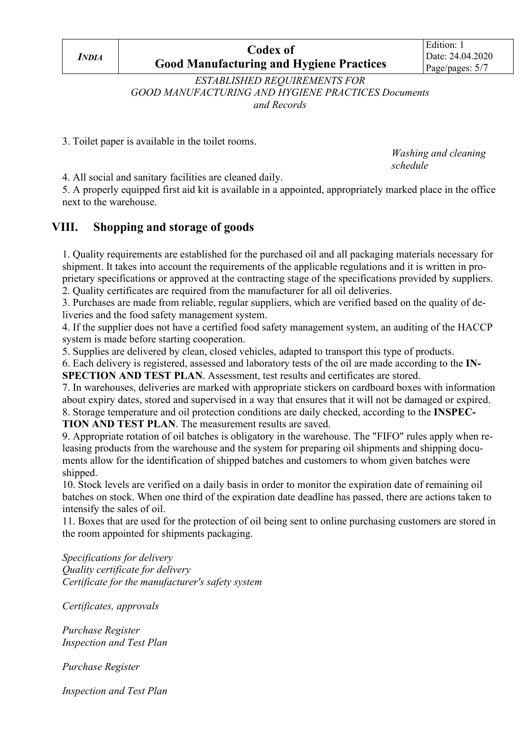3. Toilet paper is available in the toilet rooms.

*Washing and cleaning schedule*

4. All social and sanitary facilities are cleaned daily.
5. A properly equipped first aid kit is available in a appointed, appropriately marked place in the office next to the warehouse.

## VIII. Shopping and storage of goods

1. Quality requirements are established for the purchased oil and all packaging materials necessary for shipment. It takes into account the requirements of the applicable regulations and it is written in proprietary specifications or approved at the contracting stage of the specifications provided by suppliers.
2. Quality certificates are required from the manufacturer for all oil deliveries.
3. Purchases are made from reliable, regular suppliers, which are verified based on the quality of deliveries and the food safety management system.
4. If the supplier does not have a certified food safety management system, an auditing of the HACCP system is made before starting cooperation.
5. Supplies are delivered by clean, closed vehicles, adapted to transport this type of products.
6. Each delivery is registered, assessed and laboratory tests of the oil are made according to the **INSPECTION AND TEST PLAN**. Assessment, test results and certificates are stored.
7. In warehouses, deliveries are marked with appropriate stickers on cardboard boxes with information about expiry dates, stored and supervised in a way that ensures that it will not be damaged or expired.
8. Storage temperature and oil protection conditions are daily checked, according to the **INSPECTION AND TEST PLAN**. The measurement results are saved.
9. Appropriate rotation of oil batches is obligatory in the warehouse. The "FIFO" rules apply when releasing products from the warehouse and the system for preparing oil shipments and shipping documents allow for the identification of shipped batches and customers to whom given batches were shipped.
10. Stock levels are verified on a daily basis in order to monitor the expiration date of remaining oil batches on stock. When one third of the expiration date deadline has passed, there are actions taken to intensify the sales of oil.
11. Boxes that are used for the protection of oil being sent to online purchasing customers are stored in the room appointed for shipments packaging.

*Specifications for delivery*
*Quality certificate for delivery*
*Certificate for the manufacturer's safety system*

*Certificates, approvals*

*Purchase Register*
*Inspection and Test Plan*

*Purchase Register*

*Inspection and Test Plan*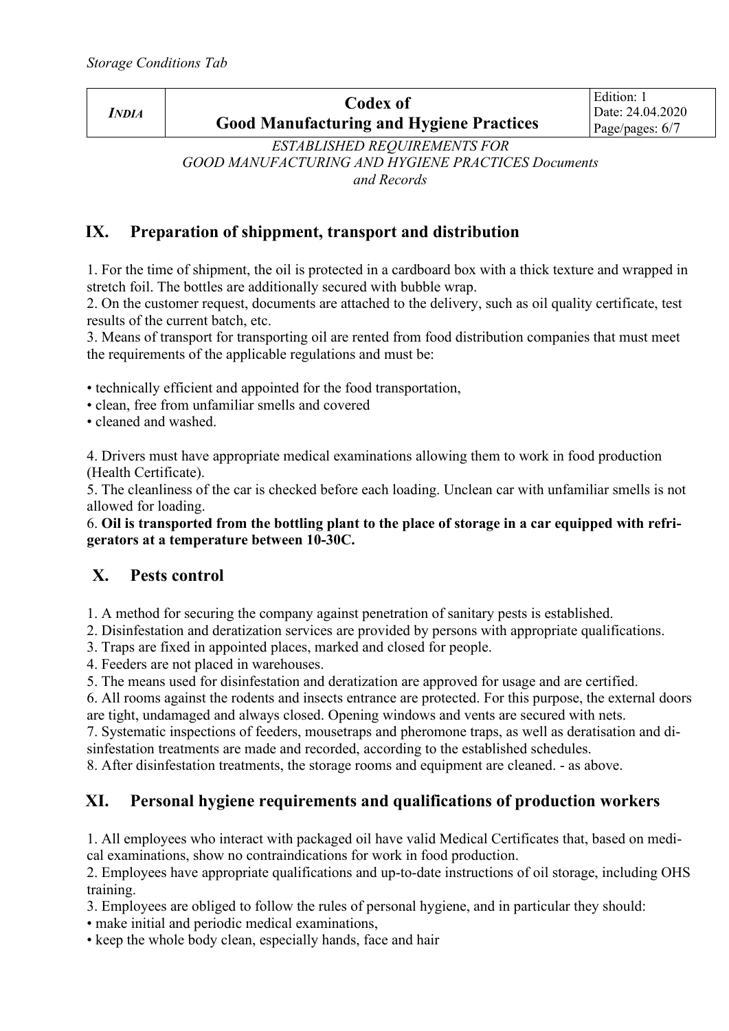## IX. Preparation of shippment, transport and distribution

1. For the time of shipment, the oil is protected in a cardboard box with a thick texture and wrapped in stretch foil. The bottles are additionally secured with bubble wrap.
2. On the customer request, documents are attached to the delivery, such as oil quality certificate, test results of the current batch, etc.
3. Means of transport for transporting oil are rented from food distribution companies that must meet the requirements of the applicable regulations and must be:

- technically efficient and appointed for the food transportation,
- clean, free from unfamiliar smells and covered
- cleaned and washed.

4. Drivers must have appropriate medical examinations allowing them to work in food production (Health Certificate).
5. The cleanliness of the car is checked before each loading. Unclean car with unfamiliar smells is not allowed for loading.
6. **Oil is transported from the bottling plant to the place of storage in a car equipped with refrigerators at a temperature between 10-30C.**

## X. Pests control

1. A method for securing the company against penetration of sanitary pests is established.
2. Disinfestation and deratization services are provided by persons with appropriate qualifications.
3. Traps are fixed in appointed places, marked and closed for people.
4. Feeders are not placed in warehouses.
5. The means used for disinfestation and deratization are approved for usage and are certified.
6. All rooms against the rodents and insects entrance are protected. For this purpose, the external doors are tight, undamaged and always closed. Opening windows and vents are secured with nets.
7. Systematic inspections of feeders, mousetraps and pheromone traps, as well as deratisation and disinfestation treatments are made and recorded, according to the established schedules.
8. After disinfestation treatments, the storage rooms and equipment are cleaned. - as above.

## XI. Personal hygiene requirements and qualifications of production workers

1. All employees who interact with packaged oil have valid Medical Certificates that, based on medical examinations, show no contraindications for work in food production.
2. Employees have appropriate qualifications and up-to-date instructions of oil storage, including OHS training.
3. Employees are obliged to follow the rules of personal hygiene, and in particular they should:

- make initial and periodic medical examinations,
- keep the whole body clean, especially hands, face and hair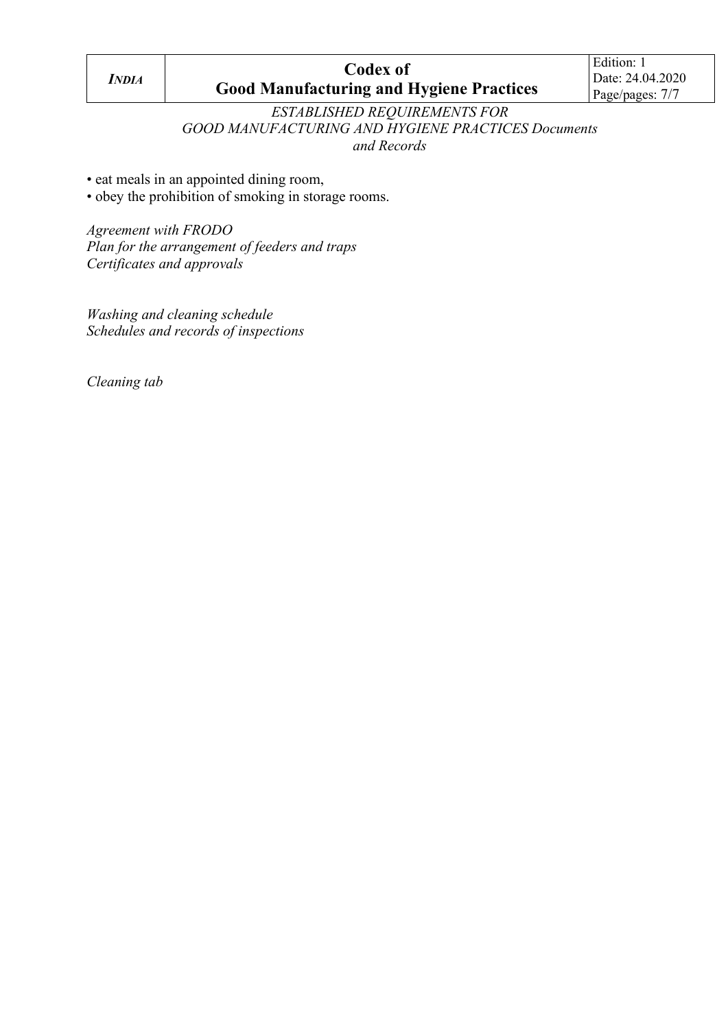- eat meals in an appointed dining room,
- obey the prohibition of smoking in storage rooms.

*Agreement with FRODO*
*Plan for the arrangement of feeders and traps*
*Certificates and approvals*

*Washing and cleaning schedule*
*Schedules and records of inspections*

*Cleaning tab*